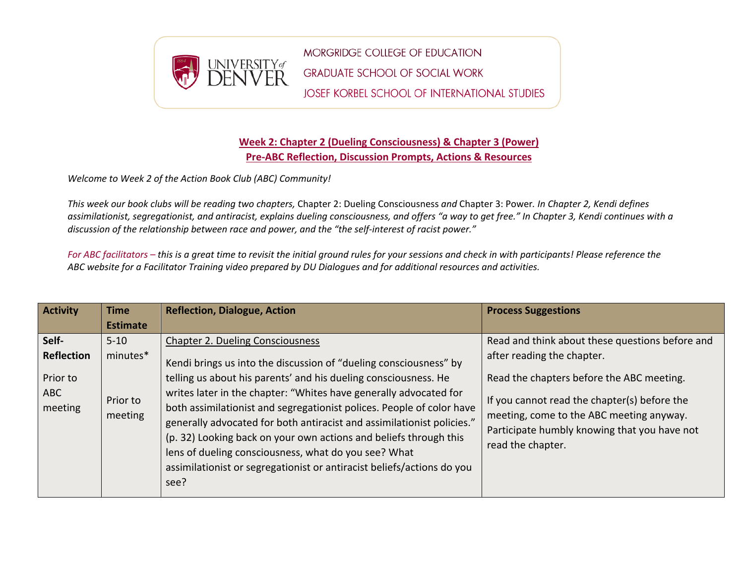UNIVERSITY of DENVER

MORGRIDGE COLLEGE OF EDUCATION
GRADUATE SCHOOL OF SOCIAL WORK
JOSEF KORBEL SCHOOL OF INTERNATIONAL STUDIES

## Week 2: Chapter 2 (Dueling Consciousness) & Chapter 3 (Power)
## Pre-ABC Reflection, Discussion Prompts, Actions & Resources

*Welcome to Week 2 of the Action Book Club (ABC) Community!*

*This week our book clubs will be reading two chapters,* Chapter 2: Dueling Consciousness *and* Chapter 3: Power*. In Chapter 2, Kendi defines assimilationist, segregationist, and antiracist, explains dueling consciousness, and offers "a way to get free." In Chapter 3, Kendi continues with a discussion of the relationship between race and power, and the "the self-interest of racist power."*

*For ABC facilitators – this is a great time to revisit the initial ground rules for your sessions and check in with participants! Please reference the ABC website for a Facilitator Training video prepared by DU Dialogues and for additional resources and activities.*

| Activity | Time Estimate | Reflection, Dialogue, Action | Process Suggestions |
| --- | --- | --- | --- |
| **Self-Reflection**<br><br>Prior to ABC meeting | 5-10 minutes*<br><br>Prior to meeting | Chapter 2. Dueling Consciousness<br><br>Kendi brings us into the discussion of "dueling consciousness" by telling us about his parents' and his dueling consciousness. He writes later in the chapter: "Whites have generally advocated for both assimilationist and segregationist polices. People of color have generally advocated for both antiracist and assimilationist policies." (p. 32) Looking back on your own actions and beliefs through this lens of dueling consciousness, what do you see? What assimilationist or segregationist or antiracist beliefs/actions do you see? | Read and think about these questions before and after reading the chapter.<br><br>Read the chapters before the ABC meeting.<br><br>If you cannot read the chapter(s) before the meeting, come to the ABC meeting anyway. Participate humbly knowing that you have not read the chapter. |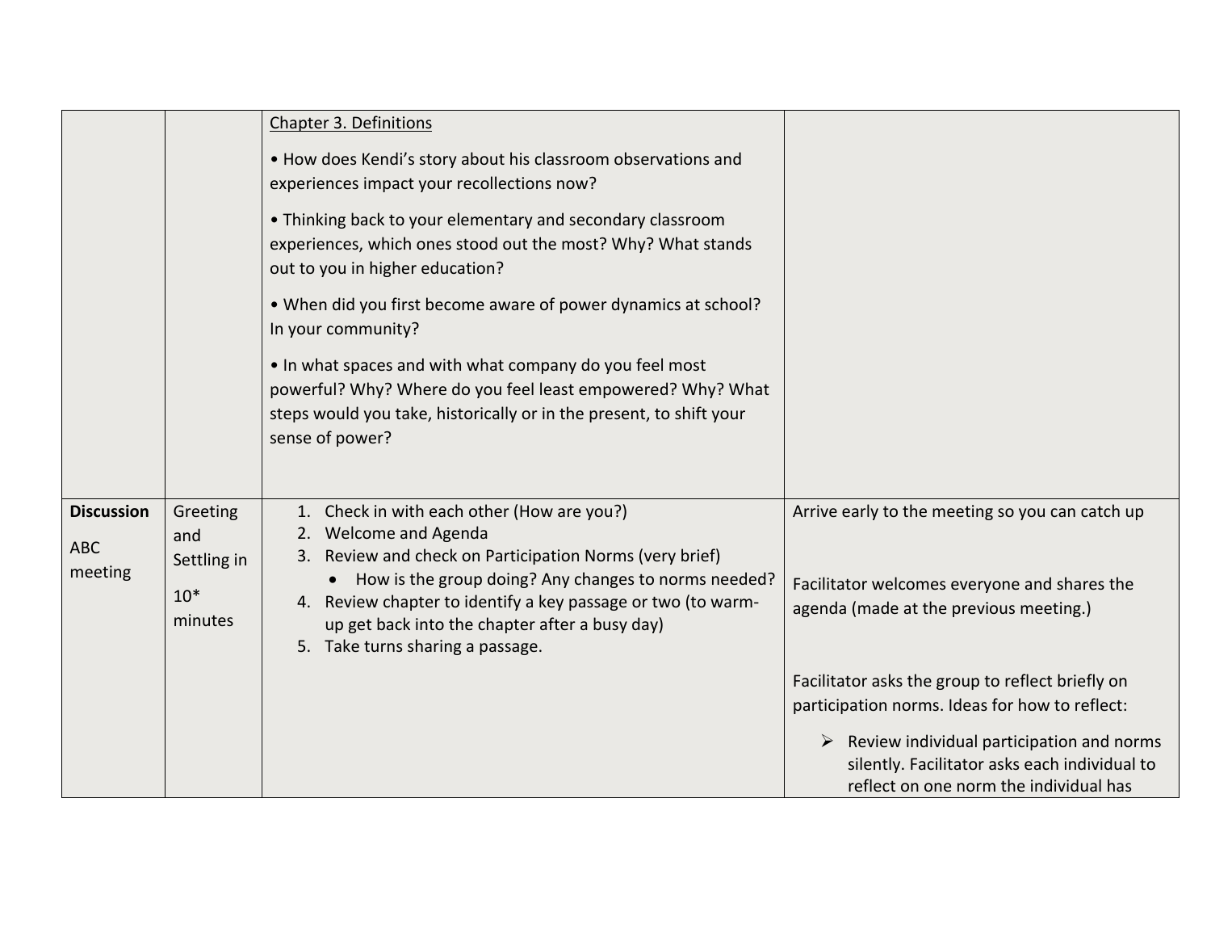| | | | |
|---|---|---|---|
| | | <u>Chapter 3. Definitions</u><br><br>• How does Kendi's story about his classroom observations and experiences impact your recollections now?<br><br>• Thinking back to your elementary and secondary classroom experiences, which ones stood out the most? Why? What stands out to you in higher education?<br><br>• When did you first become aware of power dynamics at school? In your community?<br><br>• In what spaces and with what company do you feel most powerful? Why? Where do you feel least empowered? Why? What steps would you take, historically or in the present, to shift your sense of power? | |
| **Discussion**<br><br>ABC meeting | Greeting and Settling in<br><br>10* minutes | 1. Check in with each other (How are you?)<br>2. Welcome and Agenda<br>3. Review and check on Participation Norms (very brief)<br>• How is the group doing? Any changes to norms needed?<br>4. Review chapter to identify a key passage or two (to warm-up get back into the chapter after a busy day)<br>5. Take turns sharing a passage. | Arrive early to the meeting so you can catch up<br><br>Facilitator welcomes everyone and shares the agenda (made at the previous meeting.)<br><br>Facilitator asks the group to reflect briefly on participation norms. Ideas for how to reflect:<br><br>➢ Review individual participation and norms silently. Facilitator asks each individual to reflect on one norm the individual has |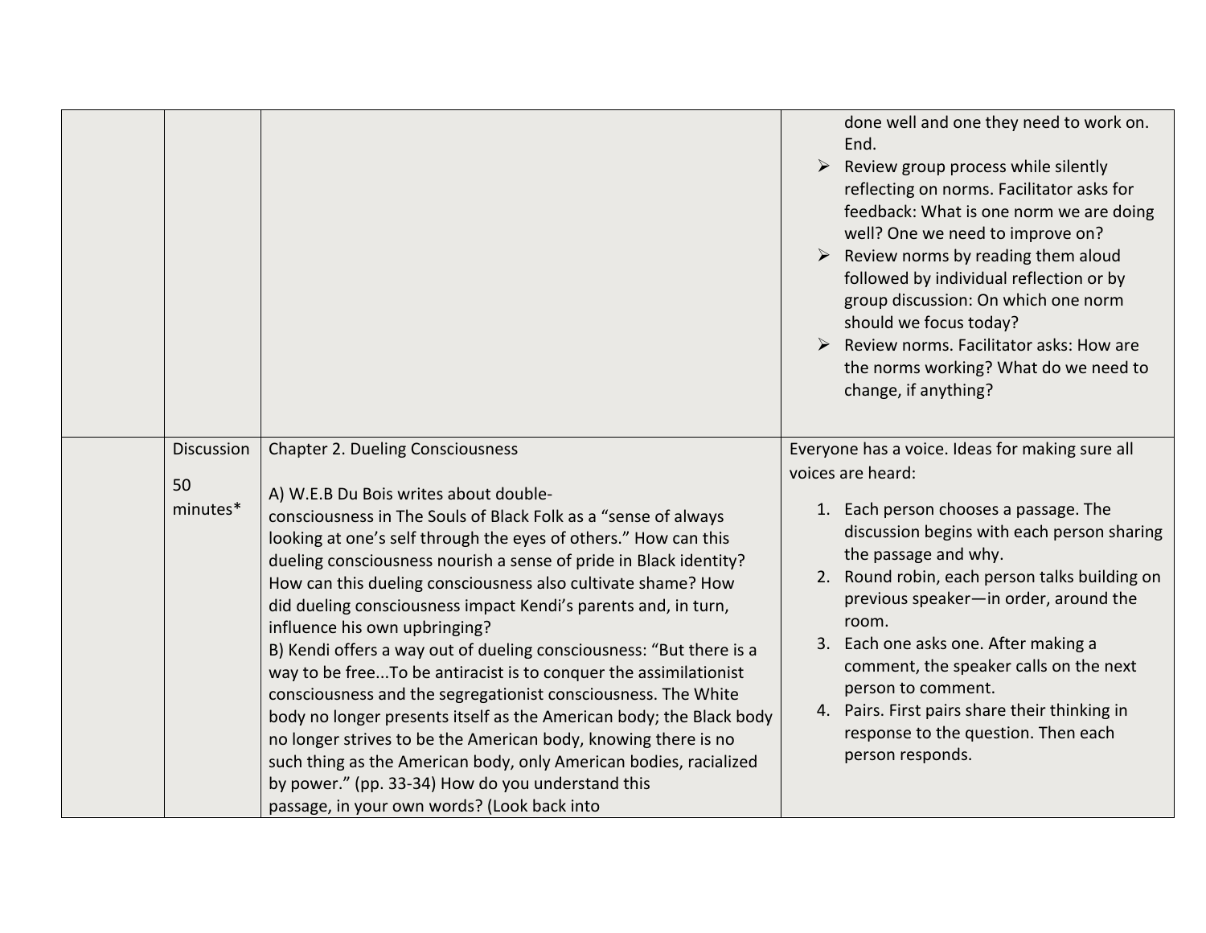| | | | |
|---|---|---|---|
| | | | done well and one they need to work on. End.<br>➢ Review group process while silently reflecting on norms. Facilitator asks for feedback: What is one norm we are doing well? One we need to improve on?<br>➢ Review norms by reading them aloud followed by individual reflection or by group discussion: On which one norm should we focus today?<br>➢ Review norms. Facilitator asks: How are the norms working? What do we need to change, if anything? |
| | Discussion<br><br>50 minutes* | Chapter 2. Dueling Consciousness<br><br>A) W.E.B Du Bois writes about double-consciousness in The Souls of Black Folk as a "sense of always looking at one's self through the eyes of others." How can this dueling consciousness nourish a sense of pride in Black identity? How can this dueling consciousness also cultivate shame? How did dueling consciousness impact Kendi's parents and, in turn, influence his own upbringing?<br>B) Kendi offers a way out of dueling consciousness: "But there is a way to be free...To be antiracist is to conquer the assimilationist consciousness and the segregationist consciousness. The White body no longer presents itself as the American body; the Black body no longer strives to be the American body, knowing there is no such thing as the American body, only American bodies, racialized by power." (pp. 33-34) How do you understand this passage, in your own words? (Look back into | Everyone has a voice. Ideas for making sure all voices are heard:<br><br>1. Each person chooses a passage. The discussion begins with each person sharing the passage and why.<br>2. Round robin, each person talks building on previous speaker—in order, around the room.<br>3. Each one asks one. After making a comment, the speaker calls on the next person to comment.<br>4. Pairs. First pairs share their thinking in response to the question. Then each person responds. |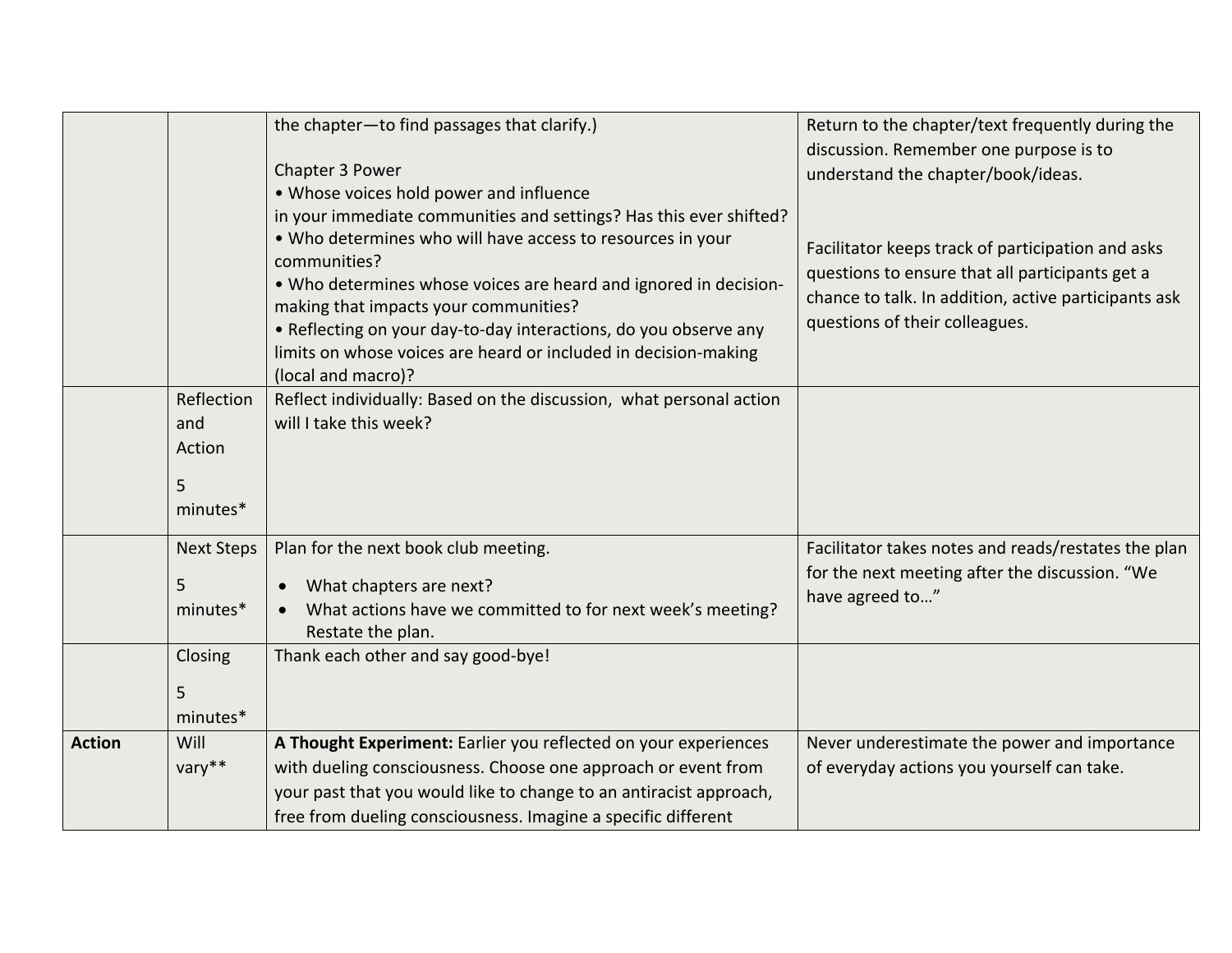| | | | |
|---|---|---|---|
| | | the chapter—to find passages that clarify.)<br><br>Chapter 3 Power<br>• Whose voices hold power and influence in your immediate communities and settings? Has this ever shifted?<br>• Who determines who will have access to resources in your communities?<br>• Who determines whose voices are heard and ignored in decision-making that impacts your communities?<br>• Reflecting on your day-to-day interactions, do you observe any limits on whose voices are heard or included in decision-making (local and macro)? | Return to the chapter/text frequently during the discussion. Remember one purpose is to understand the chapter/book/ideas.<br><br>Facilitator keeps track of participation and asks questions to ensure that all participants get a chance to talk. In addition, active participants ask questions of their colleagues. |
| | Reflection and Action<br><br>5 minutes* | Reflect individually: Based on the discussion, what personal action will I take this week? | |
| | Next Steps<br><br>5 minutes* | Plan for the next book club meeting.<br>• What chapters are next?<br>• What actions have we committed to for next week's meeting? Restate the plan. | Facilitator takes notes and reads/restates the plan for the next meeting after the discussion. "We have agreed to…" |
| | Closing<br><br>5 minutes* | Thank each other and say good-bye! | |
| **Action** | Will vary** | **A Thought Experiment:** Earlier you reflected on your experiences with dueling consciousness. Choose one approach or event from your past that you would like to change to an antiracist approach, free from dueling consciousness. Imagine a specific different | Never underestimate the power and importance of everyday actions you yourself can take. |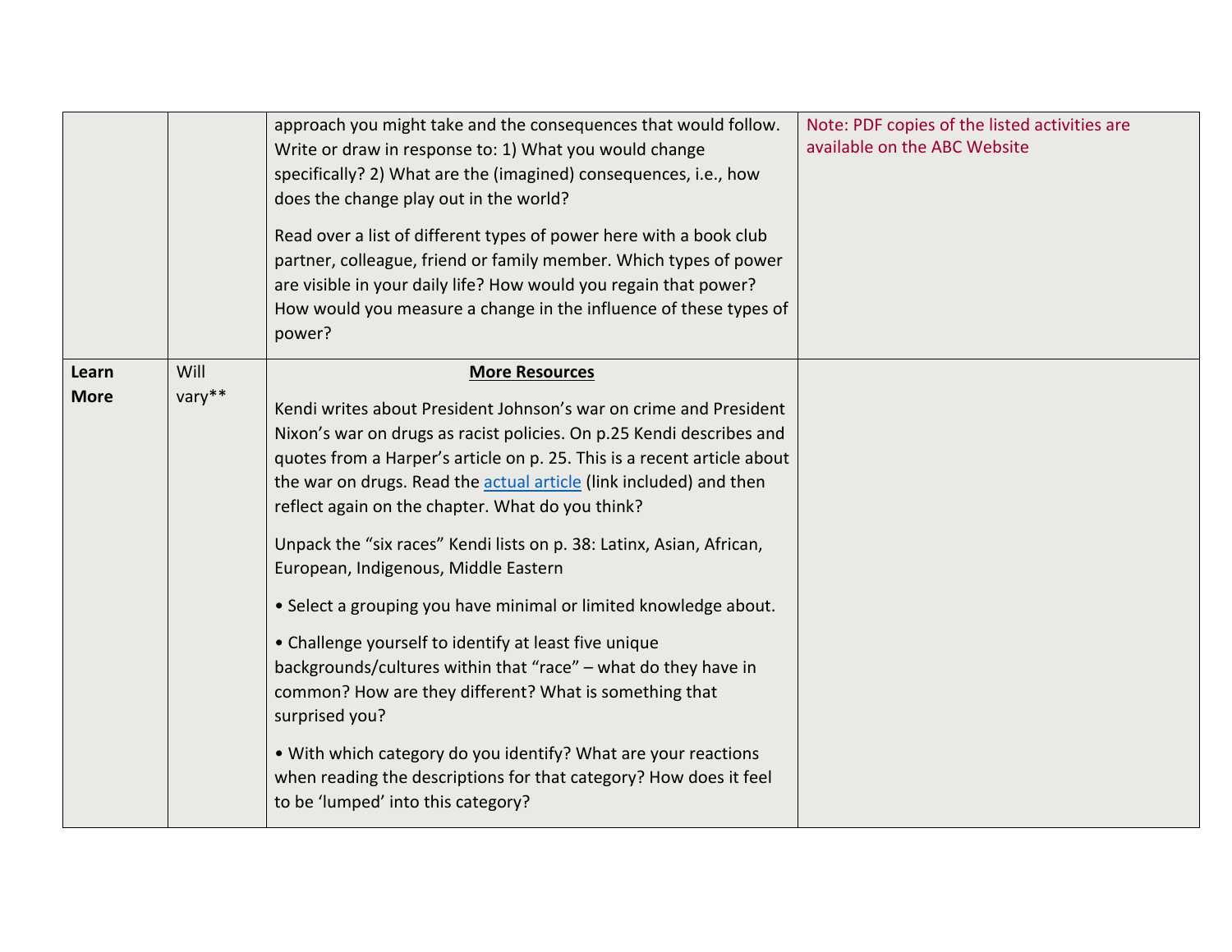| | | | |
|---|---|---|---|
| | | approach you might take and the consequences that would follow. Write or draw in response to: 1) What you would change specifically? 2) What are the (imagined) consequences, i.e., how does the change play out in the world?<br><br>Read over a list of different types of power here with a book club partner, colleague, friend or family member. Which types of power are visible in your daily life? How would you regain that power? How would you measure a change in the influence of these types of power? | Note: PDF copies of the listed activities are available on the ABC Website |
| **Learn More** | Will vary** | **More Resources**<br><br>Kendi writes about President Johnson's war on crime and President Nixon's war on drugs as racist policies. On p.25 Kendi describes and quotes from a Harper's article on p. 25. This is a recent article about the war on drugs. Read the actual article (link included) and then reflect again on the chapter. What do you think?<br><br>Unpack the "six races" Kendi lists on p. 38: Latinx, Asian, African, European, Indigenous, Middle Eastern<br><br>• Select a grouping you have minimal or limited knowledge about.<br><br>• Challenge yourself to identify at least five unique backgrounds/cultures within that "race" – what do they have in common? How are they different? What is something that surprised you?<br><br>• With which category do you identify? What are your reactions when reading the descriptions for that category? How does it feel to be 'lumped' into this category? | |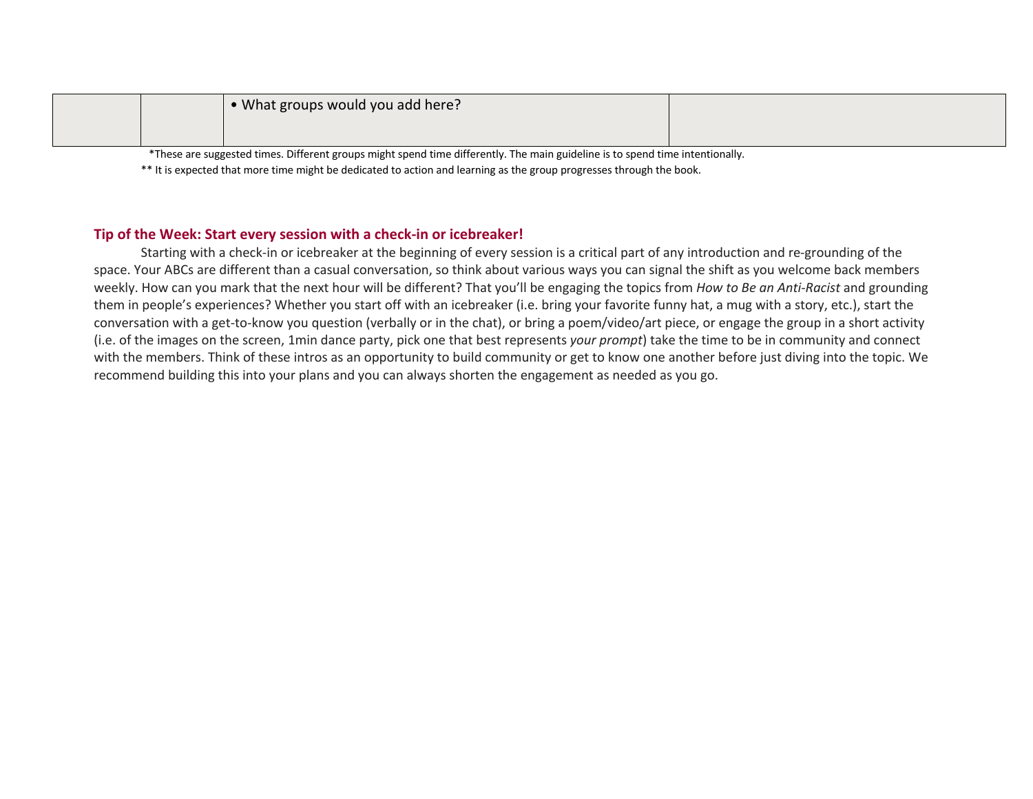| | | | |
|---|---|---|---|
| | | • What groups would you add here? | |

*These are suggested times. Different groups might spend time differently. The main guideline is to spend time intentionally.

** It is expected that more time might be dedicated to action and learning as the group progresses through the book.

**Tip of the Week: Start every session with a check-in or icebreaker!**

Starting with a check-in or icebreaker at the beginning of every session is a critical part of any introduction and re-grounding of the space. Your ABCs are different than a casual conversation, so think about various ways you can signal the shift as you welcome back members weekly. How can you mark that the next hour will be different? That you'll be engaging the topics from *How to Be an Anti-Racist* and grounding them in people's experiences? Whether you start off with an icebreaker (i.e. bring your favorite funny hat, a mug with a story, etc.), start the conversation with a get-to-know you question (verbally or in the chat), or bring a poem/video/art piece, or engage the group in a short activity (i.e. of the images on the screen, 1min dance party, pick one that best represents *your prompt*) take the time to be in community and connect with the members. Think of these intros as an opportunity to build community or get to know one another before just diving into the topic. We recommend building this into your plans and you can always shorten the engagement as needed as you go.